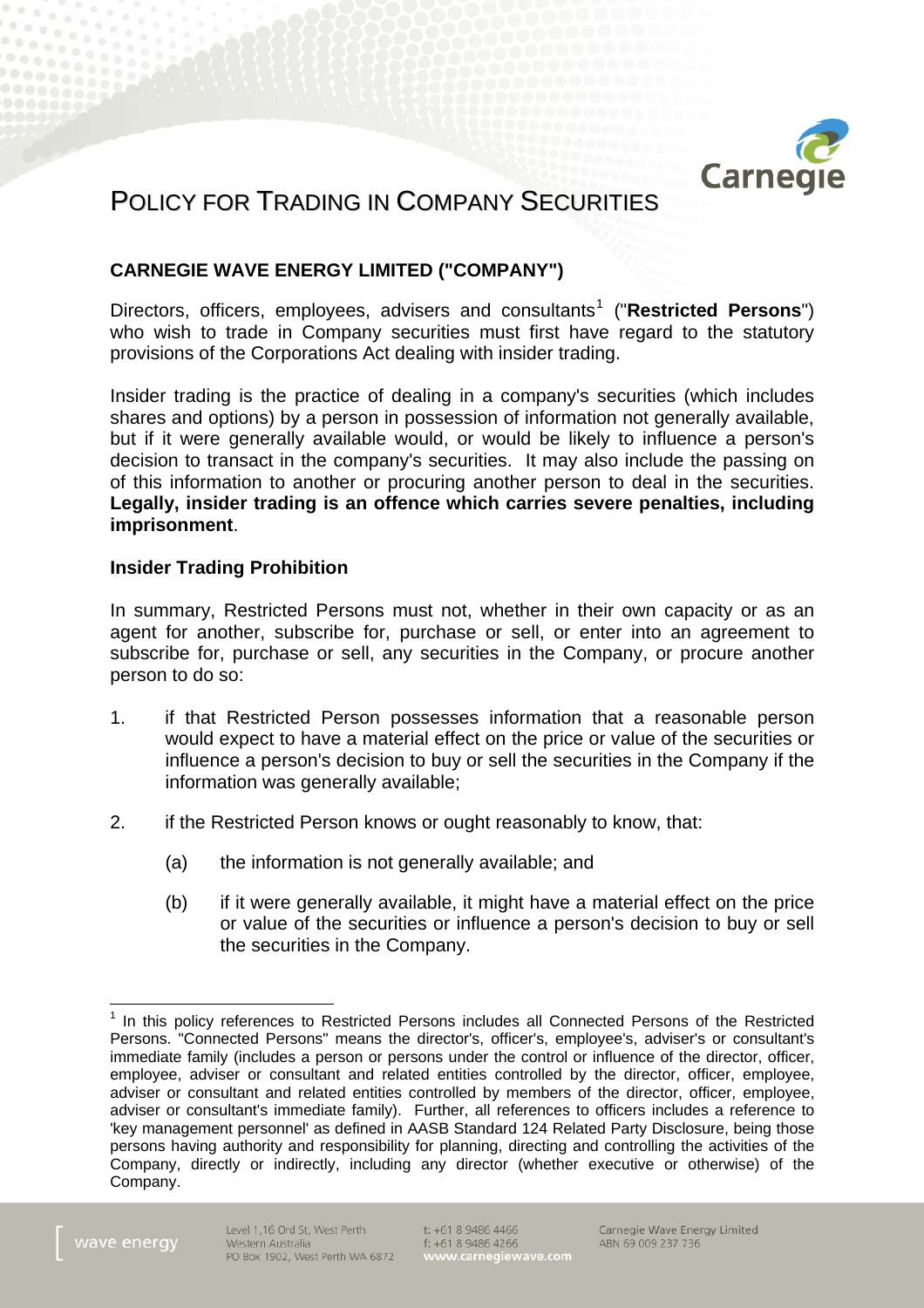# POLICY FOR TRADING IN COMPANY SECURITIES

## CARNEGIE WAVE ENERGY LIMITED ("COMPANY")

Directors, officers, employees, advisers and consultants[1] ("**Restricted Persons**") who wish to trade in Company securities must first have regard to the statutory provisions of the Corporations Act dealing with insider trading.

Insider trading is the practice of dealing in a company's securities (which includes shares and options) by a person in possession of information not generally available, but if it were generally available would, or would be likely to influence a person's decision to transact in the company's securities. It may also include the passing on of this information to another or procuring another person to deal in the securities. **Legally, insider trading is an offence which carries severe penalties, including imprisonment**.

### Insider Trading Prohibition

In summary, Restricted Persons must not, whether in their own capacity or as an agent for another, subscribe for, purchase or sell, or enter into an agreement to subscribe for, purchase or sell, any securities in the Company, or procure another person to do so:

1. if that Restricted Person possesses information that a reasonable person would expect to have a material effect on the price or value of the securities or influence a person's decision to buy or sell the securities in the Company if the information was generally available;

2. if the Restricted Person knows or ought reasonably to know, that:

   (a) the information is not generally available; and

   (b) if it were generally available, it might have a material effect on the price or value of the securities or influence a person's decision to buy or sell the securities in the Company.

---

[1] In this policy references to Restricted Persons includes all Connected Persons of the Restricted Persons. "Connected Persons" means the director's, officer's, employee's, adviser's or consultant's immediate family (includes a person or persons under the control or influence of the director, officer, employee, adviser or consultant and related entities controlled by the director, officer, employee, adviser or consultant and related entities controlled by members of the director, officer, employee, adviser or consultant's immediate family). Further, all references to officers includes a reference to 'key management personnel' as defined in AASB Standard 124 Related Party Disclosure, being those persons having authority and responsibility for planning, directing and controlling the activities of the Company, directly or indirectly, including any director (whether executive or otherwise) of the Company.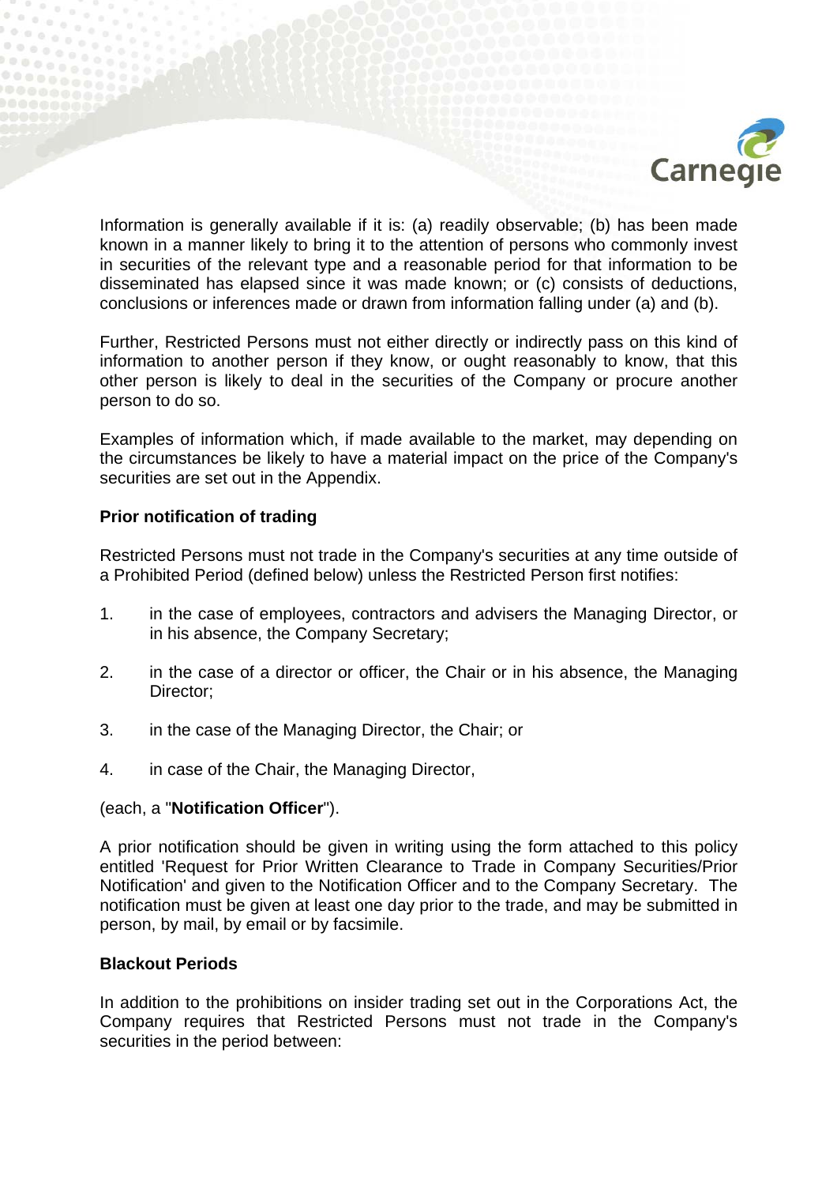Information is generally available if it is: (a) readily observable; (b) has been made known in a manner likely to bring it to the attention of persons who commonly invest in securities of the relevant type and a reasonable period for that information to be disseminated has elapsed since it was made known; or (c) consists of deductions, conclusions or inferences made or drawn from information falling under (a) and (b).

Further, Restricted Persons must not either directly or indirectly pass on this kind of information to another person if they know, or ought reasonably to know, that this other person is likely to deal in the securities of the Company or procure another person to do so.

Examples of information which, if made available to the market, may depending on the circumstances be likely to have a material impact on the price of the Company's securities are set out in the Appendix.

**Prior notification of trading**

Restricted Persons must not trade in the Company's securities at any time outside of a Prohibited Period (defined below) unless the Restricted Person first notifies:

1. in the case of employees, contractors and advisers the Managing Director, or in his absence, the Company Secretary;
2. in the case of a director or officer, the Chair or in his absence, the Managing Director;
3. in the case of the Managing Director, the Chair; or
4. in case of the Chair, the Managing Director,

(each, a "**Notification Officer**").

A prior notification should be given in writing using the form attached to this policy entitled 'Request for Prior Written Clearance to Trade in Company Securities/Prior Notification' and given to the Notification Officer and to the Company Secretary. The notification must be given at least one day prior to the trade, and may be submitted in person, by mail, by email or by facsimile.

**Blackout Periods**

In addition to the prohibitions on insider trading set out in the Corporations Act, the Company requires that Restricted Persons must not trade in the Company's securities in the period between: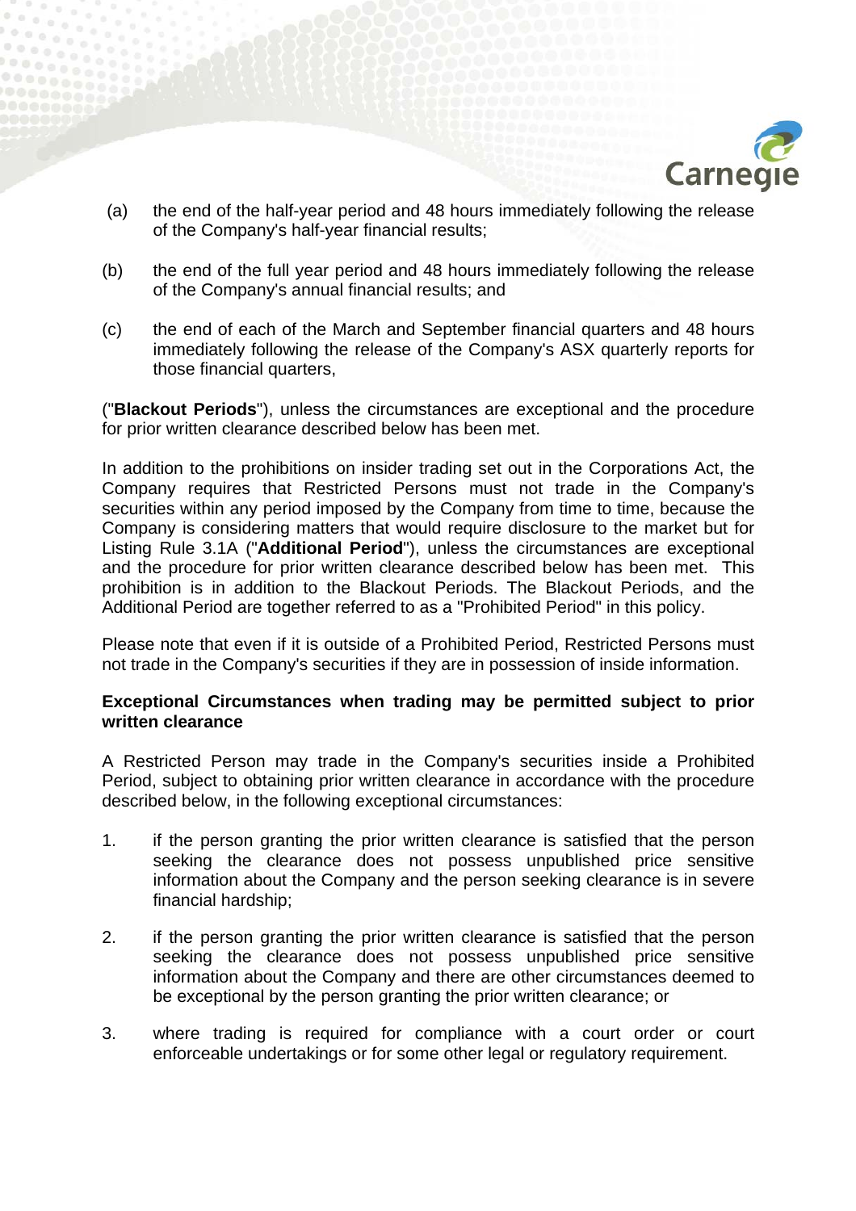(a) the end of the half-year period and 48 hours immediately following the release of the Company's half-year financial results;

(b) the end of the full year period and 48 hours immediately following the release of the Company's annual financial results; and

(c) the end of each of the March and September financial quarters and 48 hours immediately following the release of the Company's ASX quarterly reports for those financial quarters,

("**Blackout Periods**"), unless the circumstances are exceptional and the procedure for prior written clearance described below has been met.

In addition to the prohibitions on insider trading set out in the Corporations Act, the Company requires that Restricted Persons must not trade in the Company's securities within any period imposed by the Company from time to time, because the Company is considering matters that would require disclosure to the market but for Listing Rule 3.1A ("**Additional Period**"), unless the circumstances are exceptional and the procedure for prior written clearance described below has been met. This prohibition is in addition to the Blackout Periods. The Blackout Periods, and the Additional Period are together referred to as a "Prohibited Period" in this policy.

Please note that even if it is outside of a Prohibited Period, Restricted Persons must not trade in the Company's securities if they are in possession of inside information.

**Exceptional Circumstances when trading may be permitted subject to prior written clearance**

A Restricted Person may trade in the Company's securities inside a Prohibited Period, subject to obtaining prior written clearance in accordance with the procedure described below, in the following exceptional circumstances:

1. if the person granting the prior written clearance is satisfied that the person seeking the clearance does not possess unpublished price sensitive information about the Company and the person seeking clearance is in severe financial hardship;

2. if the person granting the prior written clearance is satisfied that the person seeking the clearance does not possess unpublished price sensitive information about the Company and there are other circumstances deemed to be exceptional by the person granting the prior written clearance; or

3. where trading is required for compliance with a court order or court enforceable undertakings or for some other legal or regulatory requirement.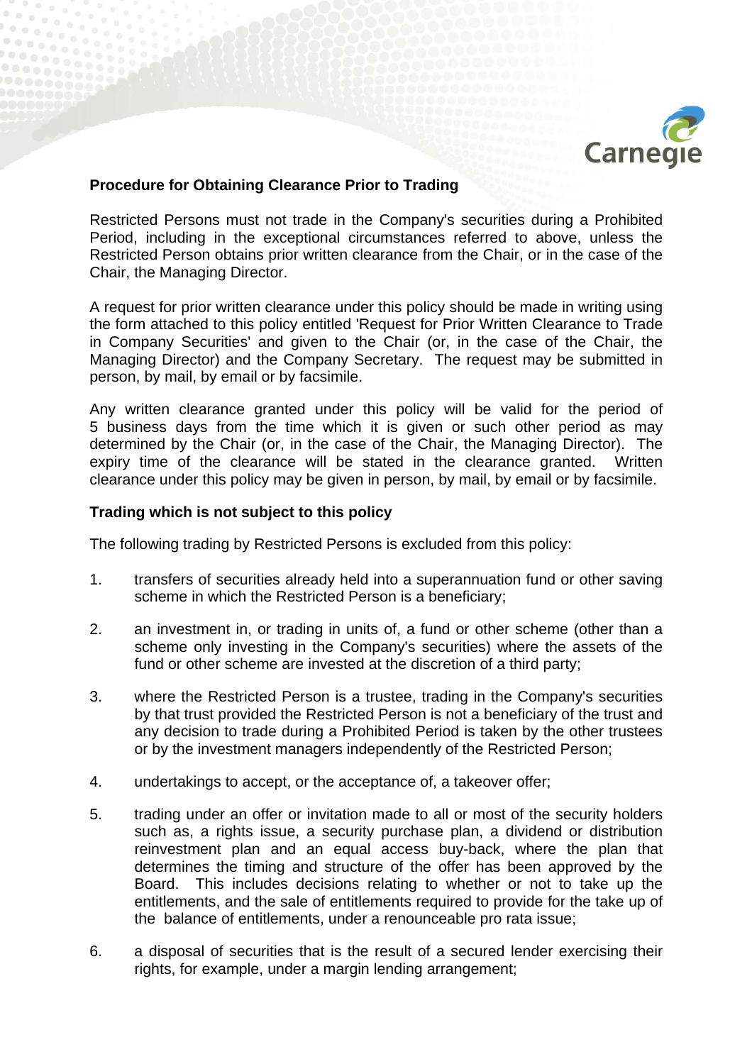**Procedure for Obtaining Clearance Prior to Trading**

Restricted Persons must not trade in the Company's securities during a Prohibited Period, including in the exceptional circumstances referred to above, unless the Restricted Person obtains prior written clearance from the Chair, or in the case of the Chair, the Managing Director.

A request for prior written clearance under this policy should be made in writing using the form attached to this policy entitled 'Request for Prior Written Clearance to Trade in Company Securities' and given to the Chair (or, in the case of the Chair, the Managing Director) and the Company Secretary. The request may be submitted in person, by mail, by email or by facsimile.

Any written clearance granted under this policy will be valid for the period of 5 business days from the time which it is given or such other period as may determined by the Chair (or, in the case of the Chair, the Managing Director). The expiry time of the clearance will be stated in the clearance granted. Written clearance under this policy may be given in person, by mail, by email or by facsimile.

**Trading which is not subject to this policy**

The following trading by Restricted Persons is excluded from this policy:

1. transfers of securities already held into a superannuation fund or other saving scheme in which the Restricted Person is a beneficiary;

2. an investment in, or trading in units of, a fund or other scheme (other than a scheme only investing in the Company's securities) where the assets of the fund or other scheme are invested at the discretion of a third party;

3. where the Restricted Person is a trustee, trading in the Company's securities by that trust provided the Restricted Person is not a beneficiary of the trust and any decision to trade during a Prohibited Period is taken by the other trustees or by the investment managers independently of the Restricted Person;

4. undertakings to accept, or the acceptance of, a takeover offer;

5. trading under an offer or invitation made to all or most of the security holders such as, a rights issue, a security purchase plan, a dividend or distribution reinvestment plan and an equal access buy-back, where the plan that determines the timing and structure of the offer has been approved by the Board. This includes decisions relating to whether or not to take up the entitlements, and the sale of entitlements required to provide for the take up of the balance of entitlements, under a renounceable pro rata issue;

6. a disposal of securities that is the result of a secured lender exercising their rights, for example, under a margin lending arrangement;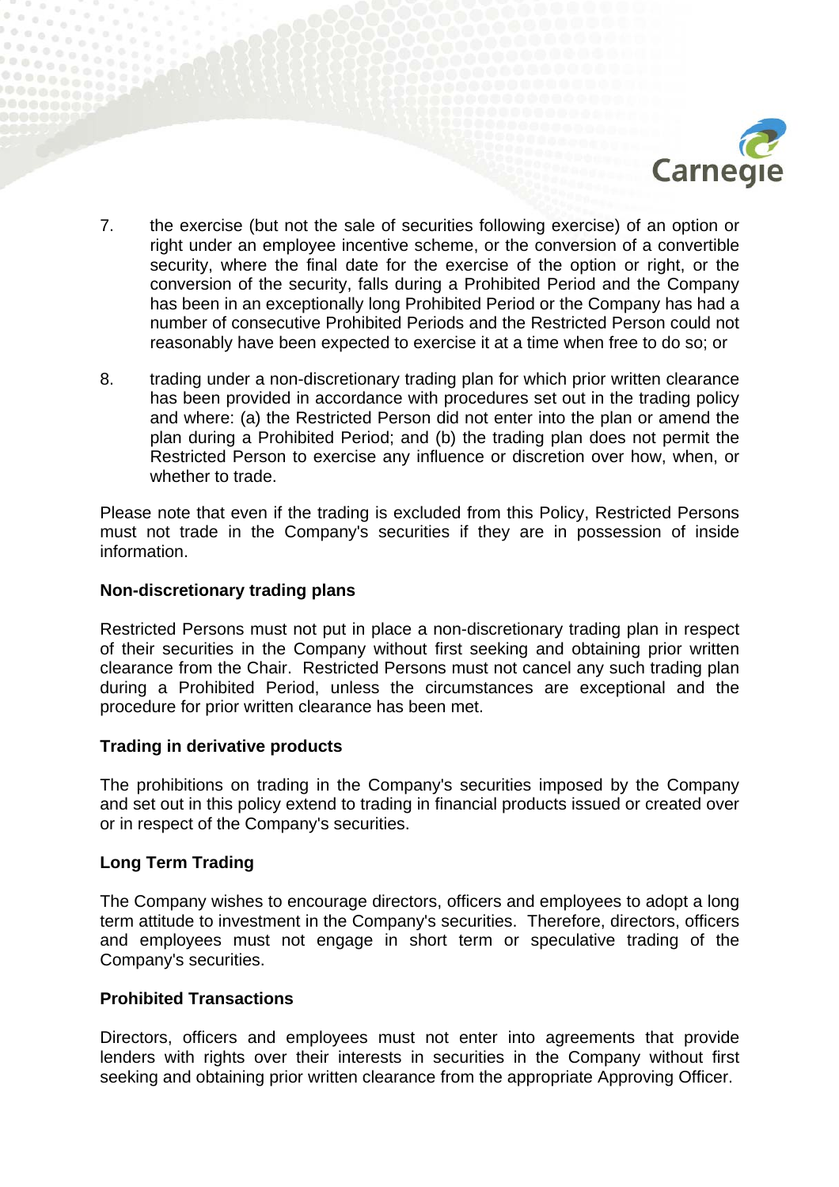7. the exercise (but not the sale of securities following exercise) of an option or right under an employee incentive scheme, or the conversion of a convertible security, where the final date for the exercise of the option or right, or the conversion of the security, falls during a Prohibited Period and the Company has been in an exceptionally long Prohibited Period or the Company has had a number of consecutive Prohibited Periods and the Restricted Person could not reasonably have been expected to exercise it at a time when free to do so; or

8. trading under a non-discretionary trading plan for which prior written clearance has been provided in accordance with procedures set out in the trading policy and where: (a) the Restricted Person did not enter into the plan or amend the plan during a Prohibited Period; and (b) the trading plan does not permit the Restricted Person to exercise any influence or discretion over how, when, or whether to trade.

Please note that even if the trading is excluded from this Policy, Restricted Persons must not trade in the Company's securities if they are in possession of inside information.

**Non-discretionary trading plans**

Restricted Persons must not put in place a non-discretionary trading plan in respect of their securities in the Company without first seeking and obtaining prior written clearance from the Chair. Restricted Persons must not cancel any such trading plan during a Prohibited Period, unless the circumstances are exceptional and the procedure for prior written clearance has been met.

**Trading in derivative products**

The prohibitions on trading in the Company's securities imposed by the Company and set out in this policy extend to trading in financial products issued or created over or in respect of the Company's securities.

**Long Term Trading**

The Company wishes to encourage directors, officers and employees to adopt a long term attitude to investment in the Company's securities. Therefore, directors, officers and employees must not engage in short term or speculative trading of the Company's securities.

**Prohibited Transactions**

Directors, officers and employees must not enter into agreements that provide lenders with rights over their interests in securities in the Company without first seeking and obtaining prior written clearance from the appropriate Approving Officer.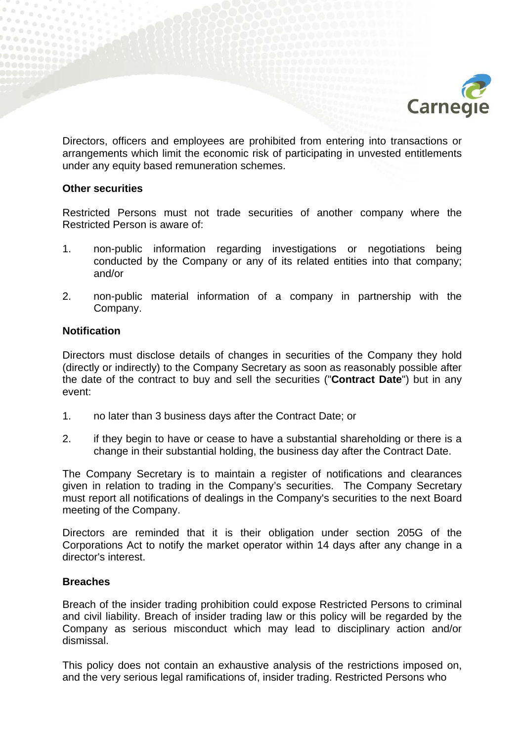Directors, officers and employees are prohibited from entering into transactions or arrangements which limit the economic risk of participating in unvested entitlements under any equity based remuneration schemes.

**Other securities**

Restricted Persons must not trade securities of another company where the Restricted Person is aware of:

1. non-public information regarding investigations or negotiations being conducted by the Company or any of its related entities into that company; and/or

2. non-public material information of a company in partnership with the Company.

**Notification**

Directors must disclose details of changes in securities of the Company they hold (directly or indirectly) to the Company Secretary as soon as reasonably possible after the date of the contract to buy and sell the securities ("**Contract Date**") but in any event:

1. no later than 3 business days after the Contract Date; or

2. if they begin to have or cease to have a substantial shareholding or there is a change in their substantial holding, the business day after the Contract Date.

The Company Secretary is to maintain a register of notifications and clearances given in relation to trading in the Company's securities. The Company Secretary must report all notifications of dealings in the Company's securities to the next Board meeting of the Company.

Directors are reminded that it is their obligation under section 205G of the Corporations Act to notify the market operator within 14 days after any change in a director's interest.

**Breaches**

Breach of the insider trading prohibition could expose Restricted Persons to criminal and civil liability. Breach of insider trading law or this policy will be regarded by the Company as serious misconduct which may lead to disciplinary action and/or dismissal.

This policy does not contain an exhaustive analysis of the restrictions imposed on, and the very serious legal ramifications of, insider trading. Restricted Persons who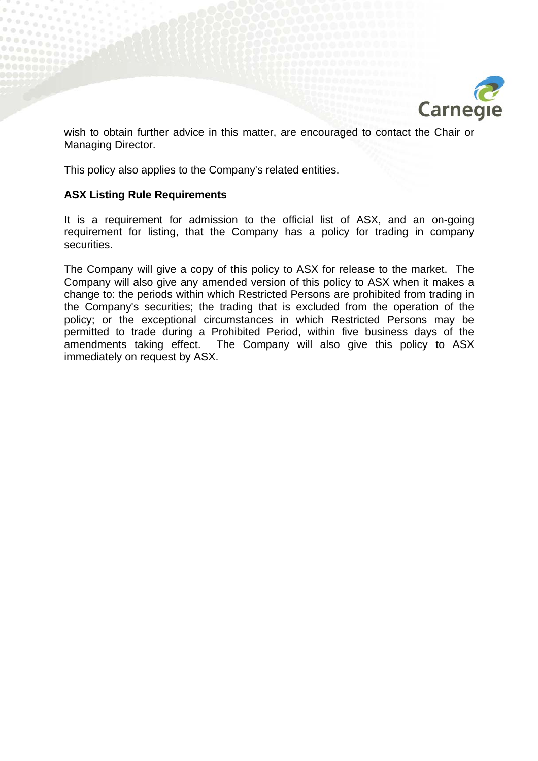wish to obtain further advice in this matter, are encouraged to contact the Chair or Managing Director.

This policy also applies to the Company's related entities.

**ASX Listing Rule Requirements**

It is a requirement for admission to the official list of ASX, and an on-going requirement for listing, that the Company has a policy for trading in company securities.

The Company will give a copy of this policy to ASX for release to the market. The Company will also give any amended version of this policy to ASX when it makes a change to: the periods within which Restricted Persons are prohibited from trading in the Company's securities; the trading that is excluded from the operation of the policy; or the exceptional circumstances in which Restricted Persons may be permitted to trade during a Prohibited Period, within five business days of the amendments taking effect. The Company will also give this policy to ASX immediately on request by ASX.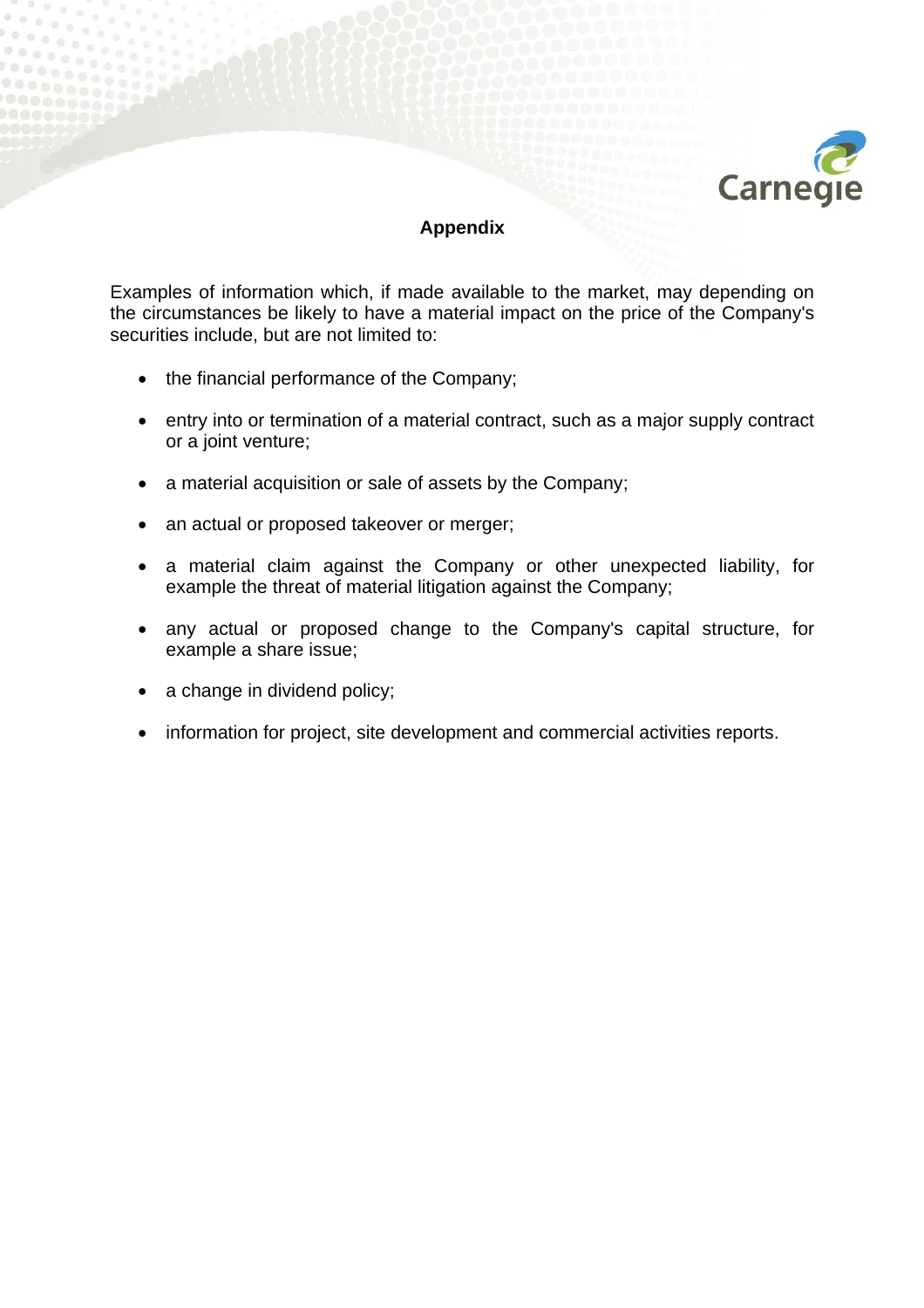## Appendix

Examples of information which, if made available to the market, may depending on the circumstances be likely to have a material impact on the price of the Company's securities include, but are not limited to:

- the financial performance of the Company;
- entry into or termination of a material contract, such as a major supply contract or a joint venture;
- a material acquisition or sale of assets by the Company;
- an actual or proposed takeover or merger;
- a material claim against the Company or other unexpected liability, for example the threat of material litigation against the Company;
- any actual or proposed change to the Company's capital structure, for example a share issue;
- a change in dividend policy;
- information for project, site development and commercial activities reports.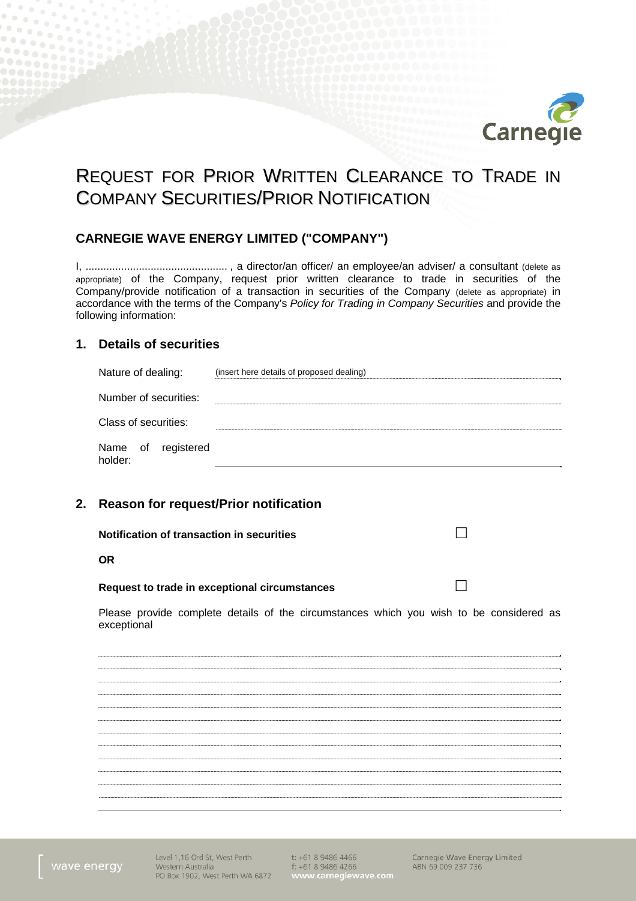# Request for Prior Written Clearance to Trade in Company Securities/Prior Notification

## CARNEGIE WAVE ENERGY LIMITED ("COMPANY")

I, ................................................ , a director/an officer/ an employee/an adviser/ a consultant (delete as appropriate) of the Company, request prior written clearance to trade in securities of the Company/provide notification of a transaction in securities of the Company (delete as appropriate) in accordance with the terms of the Company's *Policy for Trading in Company Securities* and provide the following information:

## 1. Details of securities

Nature of dealing: (insert here details of proposed dealing) ................................................

Number of securities: ................................................

Class of securities: ................................................

Name of registered holder: ................................................

## 2. Reason for request/Prior notification

**Notification of transaction in securities** ☐

**OR**

**Request to trade in exceptional circumstances** ☐

Please provide complete details of the circumstances which you wish to be considered as exceptional

................................................................................................

................................................................................................

................................................................................................

................................................................................................

................................................................................................

................................................................................................

................................................................................................

................................................................................................

................................................................................................

................................................................................................

................................................................................................

................................................................................................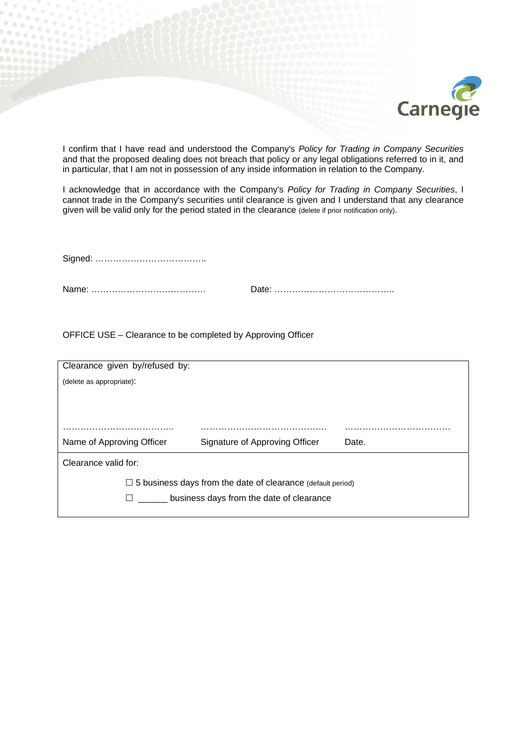I confirm that I have read and understood the Company's *Policy for Trading in Company Securities* and that the proposed dealing does not breach that policy or any legal obligations referred to in it, and in particular, that I am not in possession of any inside information in relation to the Company.

I acknowledge that in accordance with the Company's *Policy for Trading in Company Securities*, I cannot trade in the Company's securities until clearance is given and I understand that any clearance given will be valid only for the period stated in the clearance (delete if prior notification only).

Signed: ………………………………..

Name: …………………………………   Date: …………………………………..

OFFICE USE – Clearance to be completed by Approving Officer

| | | |
|---|---|---|
| Clearance given by/refused by:<br>(delete as appropriate): | | |
| ………………………………..<br>Name of Approving Officer | …………………………………….<br>Signature of Approving Officer | ………………………………<br>Date. |
| Clearance valid for:<br>☐ 5 business days from the date of clearance (default period)<br>☐ ______ business days from the date of clearance | | |